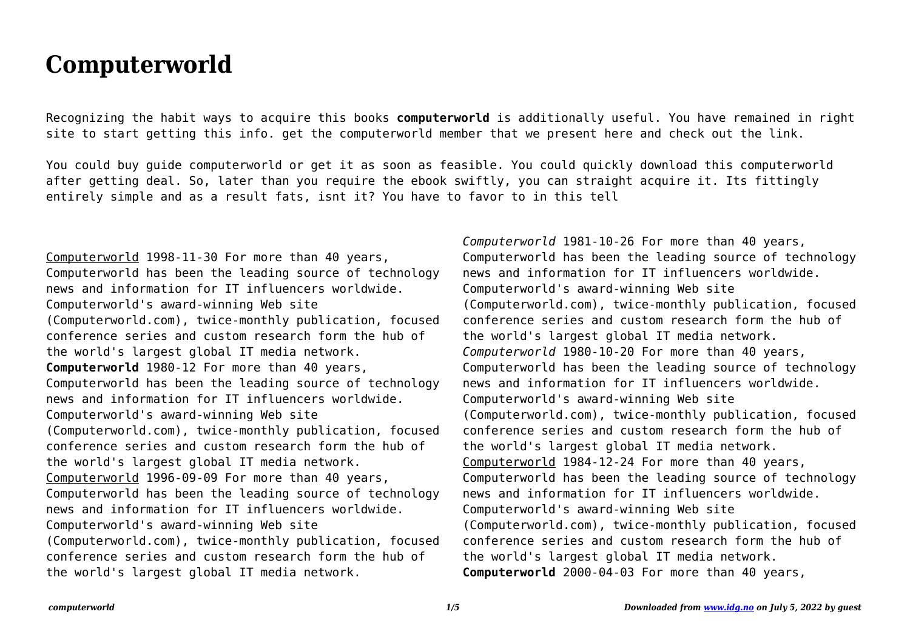# Computerworld

Recognizing the habit ways to acquire this books **computerworld** is additionally useful. You have remained in right site to start getting this info. get the computerworld member that we present here and check out the link.

You could buy guide computerworld or get it as soon as feasible. You could quickly download this computerworld after getting deal. So, later than you require the ebook swiftly, you can straight acquire it. Its fittingly entirely simple and as a result fats, isnt it? You have to favor to in this tell

Computerworld 1998-11-30 For more than 40 years, Computerworld has been the leading source of technology news and information for IT influencers worldwide. Computerworld's award-winning Web site (Computerworld.com), twice-monthly publication, focused conference series and custom research form the hub of the world's largest global IT media network.

**Computerworld** 1980-12 For more than 40 years, Computerworld has been the leading source of technology news and information for IT influencers worldwide. Computerworld's award-winning Web site (Computerworld.com), twice-monthly publication, focused conference series and custom research form the hub of the world's largest global IT media network.

Computerworld 1996-09-09 For more than 40 years, Computerworld has been the leading source of technology news and information for IT influencers worldwide. Computerworld's award-winning Web site (Computerworld.com), twice-monthly publication, focused conference series and custom research form the hub of the world's largest global IT media network.

*Computerworld* 1981-10-26 For more than 40 years, Computerworld has been the leading source of technology news and information for IT influencers worldwide. Computerworld's award-winning Web site (Computerworld.com), twice-monthly publication, focused conference series and custom research form the hub of the world's largest global IT media network.

*Computerworld* 1980-10-20 For more than 40 years, Computerworld has been the leading source of technology news and information for IT influencers worldwide. Computerworld's award-winning Web site (Computerworld.com), twice-monthly publication, focused conference series and custom research form the hub of the world's largest global IT media network.

Computerworld 1984-12-24 For more than 40 years, Computerworld has been the leading source of technology news and information for IT influencers worldwide. Computerworld's award-winning Web site (Computerworld.com), twice-monthly publication, focused conference series and custom research form the hub of the world's largest global IT media network.

**Computerworld** 2000-04-03 For more than 40 years,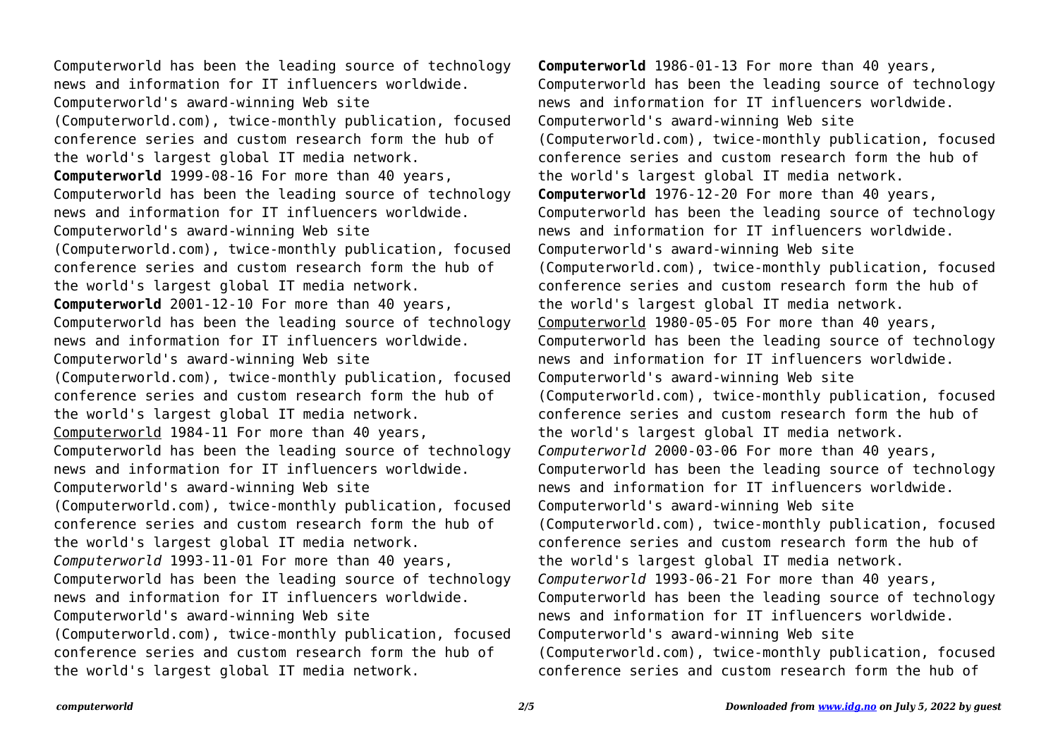Computerworld has been the leading source of technology news and information for IT influencers worldwide. Computerworld's award-winning Web site (Computerworld.com), twice-monthly publication, focused conference series and custom research form the hub of the world's largest global IT media network.

**Computerworld** 1999-08-16 For more than 40 years, Computerworld has been the leading source of technology news and information for IT influencers worldwide. Computerworld's award-winning Web site (Computerworld.com), twice-monthly publication, focused conference series and custom research form the hub of the world's largest global IT media network.

**Computerworld** 2001-12-10 For more than 40 years, Computerworld has been the leading source of technology news and information for IT influencers worldwide. Computerworld's award-winning Web site (Computerworld.com), twice-monthly publication, focused conference series and custom research form the hub of the world's largest global IT media network.

Computerworld 1984-11 For more than 40 years, Computerworld has been the leading source of technology news and information for IT influencers worldwide. Computerworld's award-winning Web site (Computerworld.com), twice-monthly publication, focused conference series and custom research form the hub of the world's largest global IT media network.

*Computerworld* 1993-11-01 For more than 40 years, Computerworld has been the leading source of technology news and information for IT influencers worldwide. Computerworld's award-winning Web site (Computerworld.com), twice-monthly publication, focused conference series and custom research form the hub of the world's largest global IT media network.

**Computerworld** 1986-01-13 For more than 40 years, Computerworld has been the leading source of technology news and information for IT influencers worldwide. Computerworld's award-winning Web site (Computerworld.com), twice-monthly publication, focused conference series and custom research form the hub of the world's largest global IT media network.

**Computerworld** 1976-12-20 For more than 40 years, Computerworld has been the leading source of technology news and information for IT influencers worldwide. Computerworld's award-winning Web site (Computerworld.com), twice-monthly publication, focused conference series and custom research form the hub of the world's largest global IT media network.

Computerworld 1980-05-05 For more than 40 years, Computerworld has been the leading source of technology news and information for IT influencers worldwide. Computerworld's award-winning Web site (Computerworld.com), twice-monthly publication, focused conference series and custom research form the hub of the world's largest global IT media network.

*Computerworld* 2000-03-06 For more than 40 years, Computerworld has been the leading source of technology news and information for IT influencers worldwide. Computerworld's award-winning Web site (Computerworld.com), twice-monthly publication, focused conference series and custom research form the hub of the world's largest global IT media network.

*Computerworld* 1993-06-21 For more than 40 years, Computerworld has been the leading source of technology news and information for IT influencers worldwide. Computerworld's award-winning Web site (Computerworld.com), twice-monthly publication, focused conference series and custom research form the hub of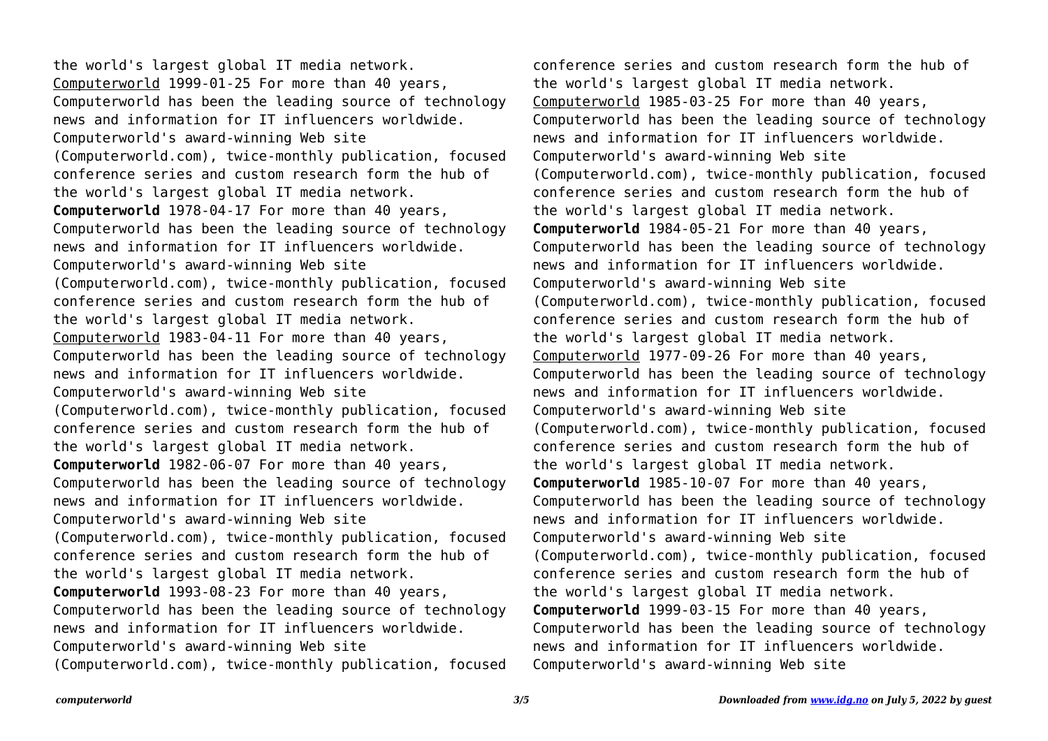the world's largest global IT media network.

Computerworld 1999-01-25 For more than 40 years, Computerworld has been the leading source of technology news and information for IT influencers worldwide. Computerworld's award-winning Web site (Computerworld.com), twice-monthly publication, focused conference series and custom research form the hub of the world's largest global IT media network.

**Computerworld** 1978-04-17 For more than 40 years, Computerworld has been the leading source of technology news and information for IT influencers worldwide. Computerworld's award-winning Web site (Computerworld.com), twice-monthly publication, focused conference series and custom research form the hub of the world's largest global IT media network.

Computerworld 1983-04-11 For more than 40 years, Computerworld has been the leading source of technology news and information for IT influencers worldwide. Computerworld's award-winning Web site (Computerworld.com), twice-monthly publication, focused conference series and custom research form the hub of the world's largest global IT media network.

**Computerworld** 1982-06-07 For more than 40 years, Computerworld has been the leading source of technology news and information for IT influencers worldwide. Computerworld's award-winning Web site (Computerworld.com), twice-monthly publication, focused conference series and custom research form the hub of the world's largest global IT media network.

**Computerworld** 1993-08-23 For more than 40 years, Computerworld has been the leading source of technology news and information for IT influencers worldwide. Computerworld's award-winning Web site (Computerworld.com), twice-monthly publication, focused conference series and custom research form the hub of the world's largest global IT media network.

Computerworld 1985-03-25 For more than 40 years, Computerworld has been the leading source of technology news and information for IT influencers worldwide. Computerworld's award-winning Web site (Computerworld.com), twice-monthly publication, focused conference series and custom research form the hub of the world's largest global IT media network.

**Computerworld** 1984-05-21 For more than 40 years, Computerworld has been the leading source of technology news and information for IT influencers worldwide. Computerworld's award-winning Web site (Computerworld.com), twice-monthly publication, focused conference series and custom research form the hub of the world's largest global IT media network.

Computerworld 1977-09-26 For more than 40 years, Computerworld has been the leading source of technology news and information for IT influencers worldwide. Computerworld's award-winning Web site (Computerworld.com), twice-monthly publication, focused conference series and custom research form the hub of the world's largest global IT media network.

**Computerworld** 1985-10-07 For more than 40 years, Computerworld has been the leading source of technology news and information for IT influencers worldwide. Computerworld's award-winning Web site (Computerworld.com), twice-monthly publication, focused conference series and custom research form the hub of the world's largest global IT media network.

**Computerworld** 1999-03-15 For more than 40 years, Computerworld has been the leading source of technology news and information for IT influencers worldwide. Computerworld's award-winning Web site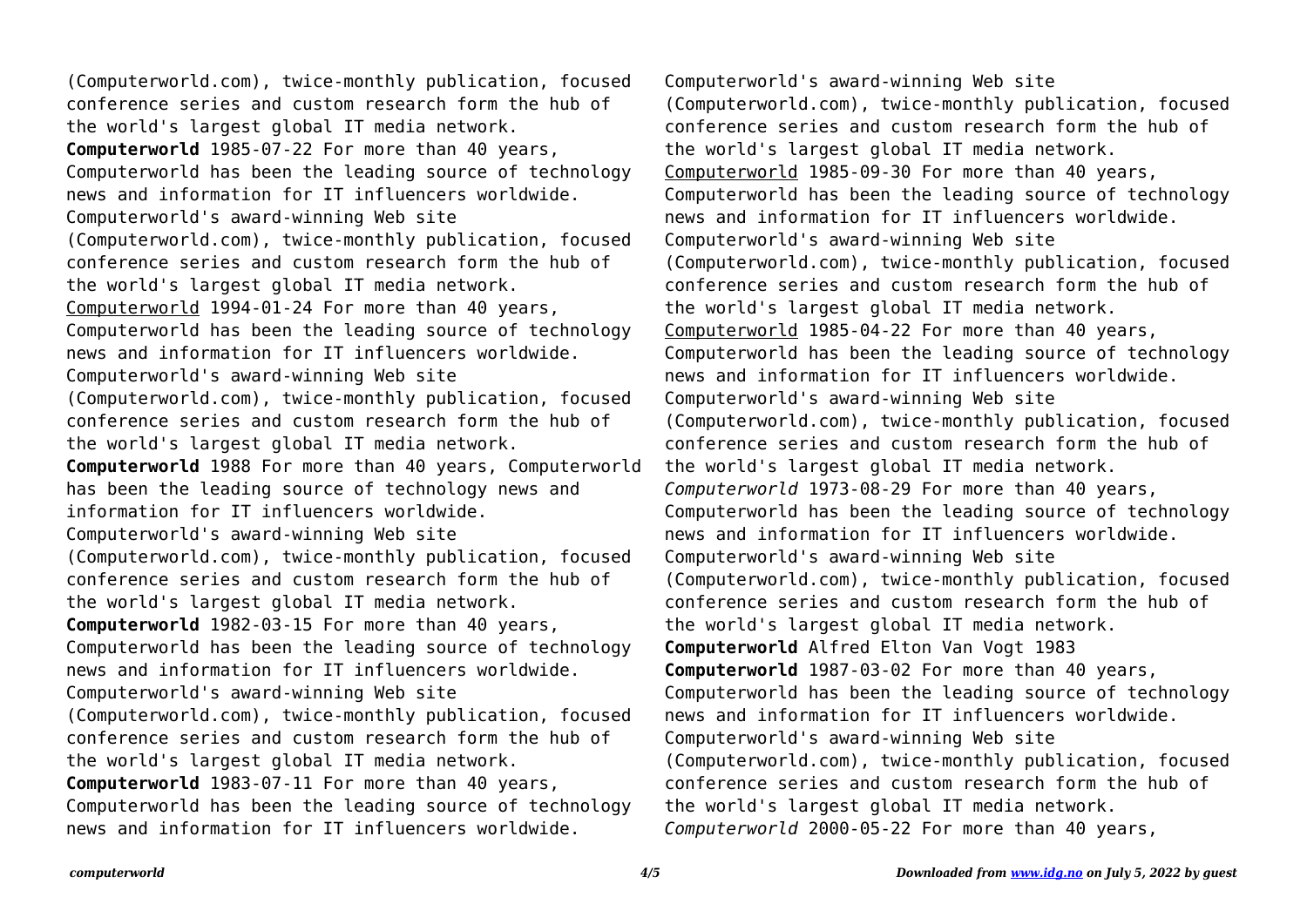(Computerworld.com), twice-monthly publication, focused conference series and custom research form the hub of the world's largest global IT media network.

**Computerworld** 1985-07-22 For more than 40 years, Computerworld has been the leading source of technology news and information for IT influencers worldwide. Computerworld's award-winning Web site (Computerworld.com), twice-monthly publication, focused conference series and custom research form the hub of the world's largest global IT media network.

Computerworld 1994-01-24 For more than 40 years, Computerworld has been the leading source of technology news and information for IT influencers worldwide. Computerworld's award-winning Web site (Computerworld.com), twice-monthly publication, focused conference series and custom research form the hub of the world's largest global IT media network.

**Computerworld** 1988 For more than 40 years, Computerworld has been the leading source of technology news and information for IT influencers worldwide. Computerworld's award-winning Web site (Computerworld.com), twice-monthly publication, focused conference series and custom research form the hub of the world's largest global IT media network.

**Computerworld** 1982-03-15 For more than 40 years, Computerworld has been the leading source of technology news and information for IT influencers worldwide. Computerworld's award-winning Web site (Computerworld.com), twice-monthly publication, focused conference series and custom research form the hub of the world's largest global IT media network.

**Computerworld** 1983-07-11 For more than 40 years, Computerworld has been the leading source of technology news and information for IT influencers worldwide. Computerworld's award-winning Web site (Computerworld.com), twice-monthly publication, focused conference series and custom research form the hub of the world's largest global IT media network.

Computerworld 1985-09-30 For more than 40 years, Computerworld has been the leading source of technology news and information for IT influencers worldwide. Computerworld's award-winning Web site (Computerworld.com), twice-monthly publication, focused conference series and custom research form the hub of the world's largest global IT media network.

Computerworld 1985-04-22 For more than 40 years, Computerworld has been the leading source of technology news and information for IT influencers worldwide. Computerworld's award-winning Web site (Computerworld.com), twice-monthly publication, focused conference series and custom research form the hub of the world's largest global IT media network.

*Computerworld* 1973-08-29 For more than 40 years, Computerworld has been the leading source of technology news and information for IT influencers worldwide. Computerworld's award-winning Web site (Computerworld.com), twice-monthly publication, focused conference series and custom research form the hub of the world's largest global IT media network.

**Computerworld** Alfred Elton Van Vogt 1983

**Computerworld** 1987-03-02 For more than 40 years, Computerworld has been the leading source of technology news and information for IT influencers worldwide. Computerworld's award-winning Web site (Computerworld.com), twice-monthly publication, focused conference series and custom research form the hub of the world's largest global IT media network.

*Computerworld* 2000-05-22 For more than 40 years,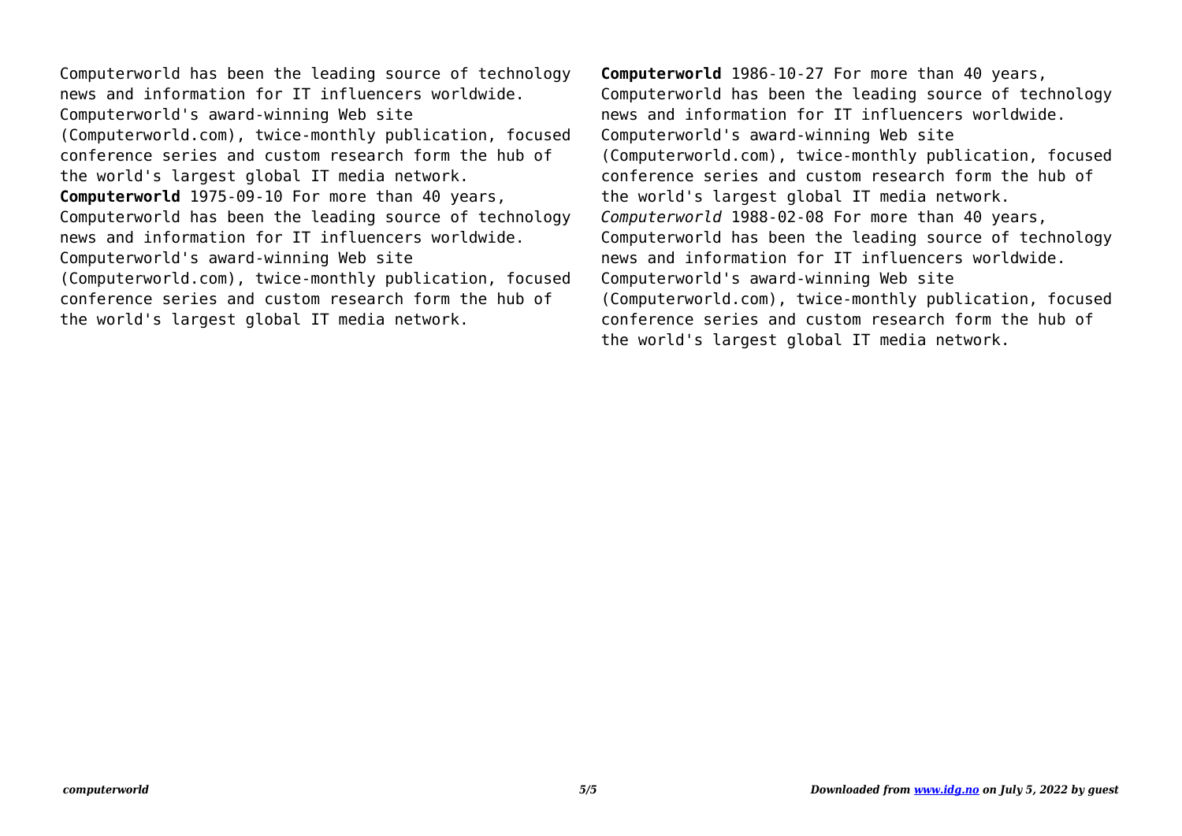Computerworld has been the leading source of technology news and information for IT influencers worldwide. Computerworld's award-winning Web site (Computerworld.com), twice-monthly publication, focused conference series and custom research form the hub of the world's largest global IT media network.

**Computerworld** 1975-09-10 For more than 40 years, Computerworld has been the leading source of technology news and information for IT influencers worldwide. Computerworld's award-winning Web site (Computerworld.com), twice-monthly publication, focused conference series and custom research form the hub of the world's largest global IT media network.

**Computerworld** 1986-10-27 For more than 40 years, Computerworld has been the leading source of technology news and information for IT influencers worldwide. Computerworld's award-winning Web site (Computerworld.com), twice-monthly publication, focused conference series and custom research form the hub of the world's largest global IT media network.

*Computerworld* 1988-02-08 For more than 40 years, Computerworld has been the leading source of technology news and information for IT influencers worldwide. Computerworld's award-winning Web site (Computerworld.com), twice-monthly publication, focused conference series and custom research form the hub of the world's largest global IT media network.